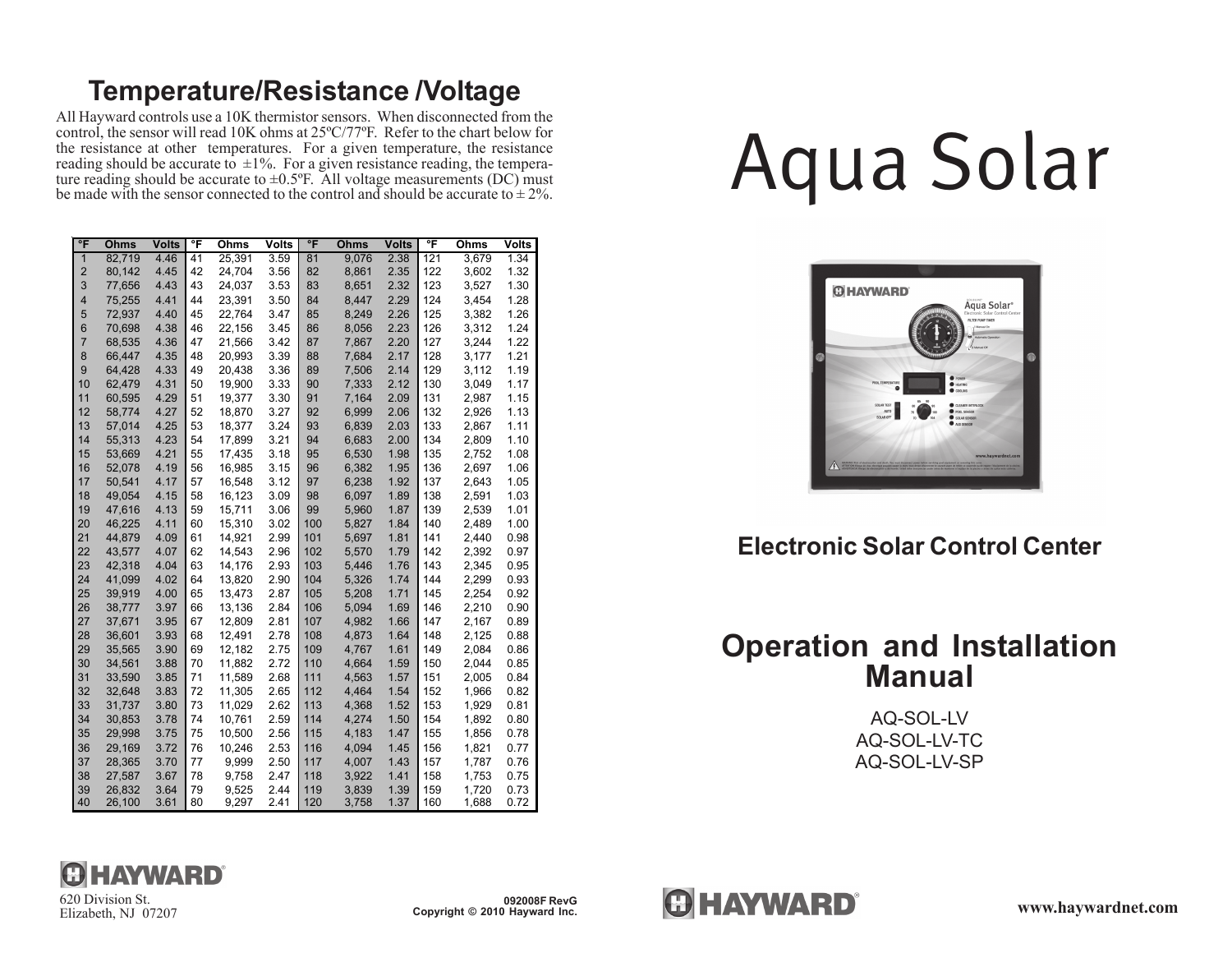## Temperature/Resistance /Voltage

All Hayward controls use a 10K thermistor sensors. When disconnected from the control, the sensor will read 10K ohms at 25ºC/77ºF. Refer to the chart below for the resistance at other temperatures. For a given temperature, the resistance reading should be accurate to ±1%. For a given resistance reading, the temperature reading should be accurate to ±0.5ºF. All voltage measurements (DC) must be made with the sensor connected to the control and should be accurate to ± 2%.

| °F | Ohms | Volts | °F | Ohms | Volts | °F | Ohms | Volts | °F | Ohms | Volts |
|---|---|---|---|---|---|---|---|---|---|---|---|
| 1 | 82,719 | 4.46 | 41 | 25,391 | 3.59 | 81 | 9,076 | 2.38 | 121 | 3,679 | 1.34 |
| 2 | 80,142 | 4.45 | 42 | 24,704 | 3.56 | 82 | 8,861 | 2.35 | 122 | 3,602 | 1.32 |
| 3 | 77,656 | 4.43 | 43 | 24,037 | 3.53 | 83 | 8,651 | 2.32 | 123 | 3,527 | 1.30 |
| 4 | 75,255 | 4.41 | 44 | 23,391 | 3.50 | 84 | 8,447 | 2.29 | 124 | 3,454 | 1.28 |
| 5 | 72,937 | 4.40 | 45 | 22,764 | 3.47 | 85 | 8,249 | 2.26 | 125 | 3,382 | 1.26 |
| 6 | 70,698 | 4.38 | 46 | 22,156 | 3.45 | 86 | 8,056 | 2.23 | 126 | 3,312 | 1.24 |
| 7 | 68,535 | 4.36 | 47 | 21,566 | 3.42 | 87 | 7,867 | 2.20 | 127 | 3,244 | 1.22 |
| 8 | 66,447 | 4.35 | 48 | 20,993 | 3.39 | 88 | 7,684 | 2.17 | 128 | 3,177 | 1.21 |
| 9 | 64,428 | 4.33 | 49 | 20,438 | 3.36 | 89 | 7,506 | 2.14 | 129 | 3,112 | 1.19 |
| 10 | 62,479 | 4.31 | 50 | 19,900 | 3.33 | 90 | 7,333 | 2.12 | 130 | 3,049 | 1.17 |
| 11 | 60,595 | 4.29 | 51 | 19,377 | 3.30 | 91 | 7,164 | 2.09 | 131 | 2,987 | 1.15 |
| 12 | 58,774 | 4.27 | 52 | 18,870 | 3.27 | 92 | 6,999 | 2.06 | 132 | 2,926 | 1.13 |
| 13 | 57,014 | 4.25 | 53 | 18,377 | 3.24 | 93 | 6,839 | 2.03 | 133 | 2,867 | 1.11 |
| 14 | 55,313 | 4.23 | 54 | 17,899 | 3.21 | 94 | 6,683 | 2.00 | 134 | 2,809 | 1.10 |
| 15 | 53,669 | 4.21 | 55 | 17,435 | 3.18 | 95 | 6,530 | 1.98 | 135 | 2,752 | 1.08 |
| 16 | 52,078 | 4.19 | 56 | 16,985 | 3.15 | 96 | 6,382 | 1.95 | 136 | 2,697 | 1.06 |
| 17 | 50,541 | 4.17 | 57 | 16,548 | 3.12 | 97 | 6,238 | 1.92 | 137 | 2,643 | 1.05 |
| 18 | 49,054 | 4.15 | 58 | 16,123 | 3.09 | 98 | 6,097 | 1.89 | 138 | 2,591 | 1.03 |
| 19 | 47,616 | 4.13 | 59 | 15,711 | 3.06 | 99 | 5,960 | 1.87 | 139 | 2,539 | 1.01 |
| 20 | 46,225 | 4.11 | 60 | 15,310 | 3.02 | 100 | 5,827 | 1.84 | 140 | 2,489 | 1.00 |
| 21 | 44,879 | 4.09 | 61 | 14,921 | 2.99 | 101 | 5,697 | 1.81 | 141 | 2,440 | 0.98 |
| 22 | 43,577 | 4.07 | 62 | 14,543 | 2.96 | 102 | 5,570 | 1.79 | 142 | 2,392 | 0.97 |
| 23 | 42,318 | 4.04 | 63 | 14,176 | 2.93 | 103 | 5,446 | 1.76 | 143 | 2,345 | 0.95 |
| 24 | 41,099 | 4.02 | 64 | 13,820 | 2.90 | 104 | 5,326 | 1.74 | 144 | 2,299 | 0.93 |
| 25 | 39,919 | 4.00 | 65 | 13,473 | 2.87 | 105 | 5,208 | 1.71 | 145 | 2,254 | 0.92 |
| 26 | 38,777 | 3.97 | 66 | 13,136 | 2.84 | 106 | 5,094 | 1.69 | 146 | 2,210 | 0.90 |
| 27 | 37,671 | 3.95 | 67 | 12,809 | 2.81 | 107 | 4,982 | 1.66 | 147 | 2,167 | 0.89 |
| 28 | 36,601 | 3.93 | 68 | 12,491 | 2.78 | 108 | 4,873 | 1.64 | 148 | 2,125 | 0.88 |
| 29 | 35,565 | 3.90 | 69 | 12,182 | 2.75 | 109 | 4,767 | 1.61 | 149 | 2,084 | 0.86 |
| 30 | 34,561 | 3.88 | 70 | 11,882 | 2.72 | 110 | 4,664 | 1.59 | 150 | 2,044 | 0.85 |
| 31 | 33,590 | 3.85 | 71 | 11,589 | 2.68 | 111 | 4,563 | 1.57 | 151 | 2,005 | 0.84 |
| 32 | 32,648 | 3.83 | 72 | 11,305 | 2.65 | 112 | 4,464 | 1.54 | 152 | 1,966 | 0.82 |
| 33 | 31,737 | 3.80 | 73 | 11,029 | 2.62 | 113 | 4,368 | 1.52 | 153 | 1,929 | 0.81 |
| 34 | 30,853 | 3.78 | 74 | 10,761 | 2.59 | 114 | 4,274 | 1.50 | 154 | 1,892 | 0.80 |
| 35 | 29,998 | 3.75 | 75 | 10,500 | 2.56 | 115 | 4,183 | 1.47 | 155 | 1,856 | 0.78 |
| 36 | 29,169 | 3.72 | 76 | 10,246 | 2.53 | 116 | 4,094 | 1.45 | 156 | 1,821 | 0.77 |
| 37 | 28,365 | 3.70 | 77 | 9,999 | 2.50 | 117 | 4,007 | 1.43 | 157 | 1,787 | 0.76 |
| 38 | 27,587 | 3.67 | 78 | 9,758 | 2.47 | 118 | 3,922 | 1.41 | 158 | 1,753 | 0.75 |
| 39 | 26,832 | 3.64 | 79 | 9,525 | 2.44 | 119 | 3,839 | 1.39 | 159 | 1,720 | 0.73 |
| 40 | 26,100 | 3.61 | 80 | 9,297 | 2.41 | 120 | 3,758 | 1.37 | 160 | 1,688 | 0.72 |

HAYWARD®

620 Division St.
Elizabeth, NJ 07207

092008F RevG
Copyright © 2010 Hayward Inc.

# Aqua Solar

## Electronic Solar Control Center

## Operation and Installation Manual

AQ-SOL-LV
AQ-SOL-LV-TC
AQ-SOL-LV-SP

HAYWARD®

www.haywardnet.com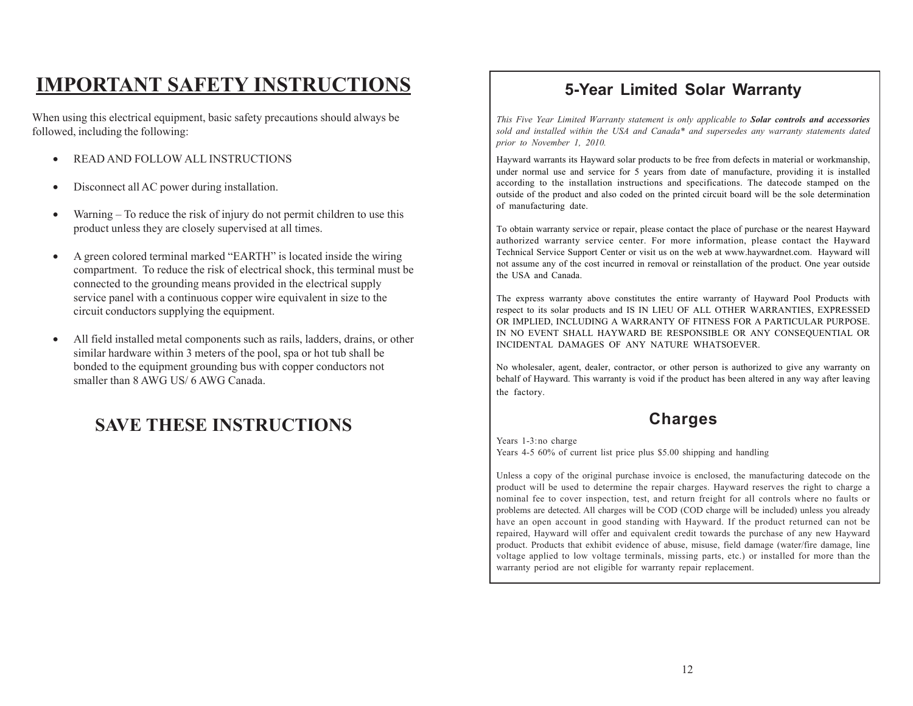# IMPORTANT SAFETY INSTRUCTIONS

When using this electrical equipment, basic safety precautions should always be followed, including the following:

- READ AND FOLLOW ALL INSTRUCTIONS
- Disconnect all AC power during installation.
- Warning – To reduce the risk of injury do not permit children to use this product unless they are closely supervised at all times.
- A green colored terminal marked "EARTH" is located inside the wiring compartment. To reduce the risk of electrical shock, this terminal must be connected to the grounding means provided in the electrical supply service panel with a continuous copper wire equivalent in size to the circuit conductors supplying the equipment.
- All field installed metal components such as rails, ladders, drains, or other similar hardware within 3 meters of the pool, spa or hot tub shall be bonded to the equipment grounding bus with copper conductors not smaller than 8 AWG US/ 6 AWG Canada.

## SAVE THESE INSTRUCTIONS

## 5-Year Limited Solar Warranty

*This Five Year Limited Warranty statement is only applicable to **Solar controls and accessories** sold and installed within the USA and Canada\* and supersedes any warranty statements dated prior to November 1, 2010.*

Hayward warrants its Hayward solar products to be free from defects in material or workmanship, under normal use and service for 5 years from date of manufacture, providing it is installed according to the installation instructions and specifications. The datecode stamped on the outside of the product and also coded on the printed circuit board will be the sole determination of manufacturing date.

To obtain warranty service or repair, please contact the place of purchase or the nearest Hayward authorized warranty service center. For more information, please contact the Hayward Technical Service Support Center or visit us on the web at www.haywardnet.com. Hayward will not assume any of the cost incurred in removal or reinstallation of the product. One year outside the USA and Canada.

The express warranty above constitutes the entire warranty of Hayward Pool Products with respect to its solar products and IS IN LIEU OF ALL OTHER WARRANTIES, EXPRESSED OR IMPLIED, INCLUDING A WARRANTY OF FITNESS FOR A PARTICULAR PURPOSE. IN NO EVENT SHALL HAYWARD BE RESPONSIBLE OR ANY CONSEQUENTIAL OR INCIDENTAL DAMAGES OF ANY NATURE WHATSOEVER.

No wholesaler, agent, dealer, contractor, or other person is authorized to give any warranty on behalf of Hayward. This warranty is void if the product has been altered in any way after leaving the factory.

## Charges

Years 1-3: no charge
Years 4-5 60% of current list price plus $5.00 shipping and handling

Unless a copy of the original purchase invoice is enclosed, the manufacturing datecode on the product will be used to determine the repair charges. Hayward reserves the right to charge a nominal fee to cover inspection, test, and return freight for all controls where no faults or problems are detected. All charges will be COD (COD charge will be included) unless you already have an open account in good standing with Hayward. If the product returned can not be repaired, Hayward will offer and equivalent credit towards the purchase of any new Hayward product. Products that exhibit evidence of abuse, misuse, field damage (water/fire damage, line voltage applied to low voltage terminals, missing parts, etc.) or installed for more than the warranty period are not eligible for warranty repair replacement.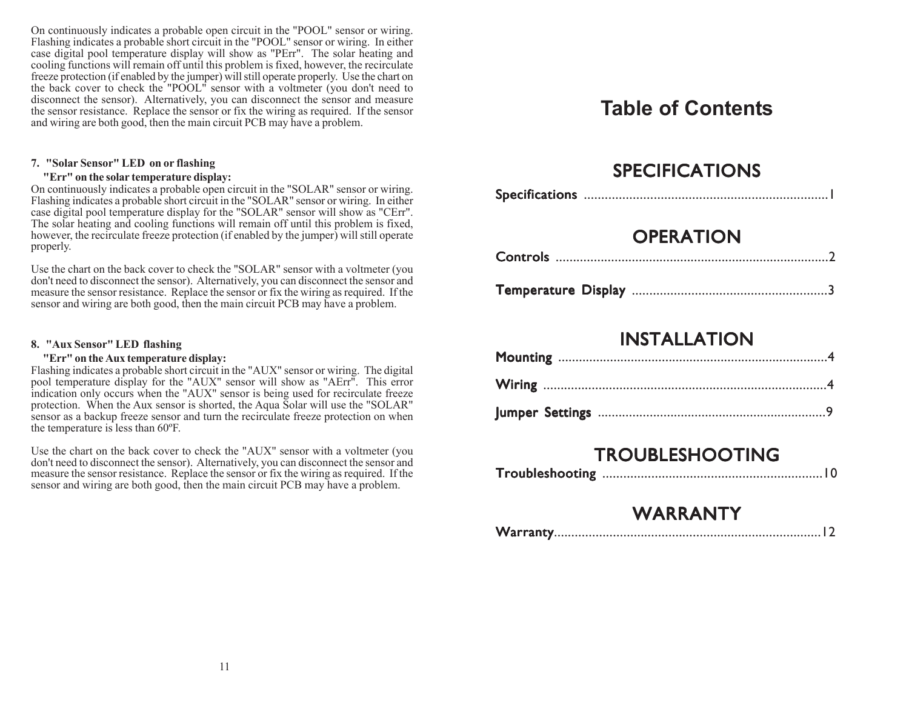On continuously indicates a probable open circuit in the "POOL" sensor or wiring. Flashing indicates a probable short circuit in the "POOL" sensor or wiring. In either case digital pool temperature display will show as "PErr". The solar heating and cooling functions will remain off until this problem is fixed, however, the recirculate freeze protection (if enabled by the jumper) will still operate properly. Use the chart on the back cover to check the "POOL" sensor with a voltmeter (you don't need to disconnect the sensor). Alternatively, you can disconnect the sensor and measure the sensor resistance. Replace the sensor or fix the wiring as required. If the sensor and wiring are both good, then the main circuit PCB may have a problem.

**7. "Solar Sensor" LED on or flashing**
**"Err" on the solar temperature display:**

On continuously indicates a probable open circuit in the "SOLAR" sensor or wiring. Flashing indicates a probable short circuit in the "SOLAR" sensor or wiring. In either case digital pool temperature display for the "SOLAR" sensor will show as "CErr". The solar heating and cooling functions will remain off until this problem is fixed, however, the recirculate freeze protection (if enabled by the jumper) will still operate properly.

Use the chart on the back cover to check the "SOLAR" sensor with a voltmeter (you don't need to disconnect the sensor). Alternatively, you can disconnect the sensor and measure the sensor resistance. Replace the sensor or fix the wiring as required. If the sensor and wiring are both good, then the main circuit PCB may have a problem.

**8. "Aux Sensor" LED flashing**
**"Err" on the Aux temperature display:**

Flashing indicates a probable short circuit in the "AUX" sensor or wiring. The digital pool temperature display for the "AUX" sensor will show as "AErr". This error indication only occurs when the "AUX" sensor is being used for recirculate freeze protection. When the Aux sensor is shorted, the Aqua Solar will use the "SOLAR" sensor as a backup freeze sensor and turn the recirculate freeze protection on when the temperature is less than 60ºF.

Use the chart on the back cover to check the "AUX" sensor with a voltmeter (you don't need to disconnect the sensor). Alternatively, you can disconnect the sensor and measure the sensor resistance. Replace the sensor or fix the wiring as required. If the sensor and wiring are both good, then the main circuit PCB may have a problem.

# Table of Contents

## SPECIFICATIONS

Specifications ...................................................................1

## OPERATION

Controls ...........................................................................2

Temperature Display .......................................................3

## INSTALLATION

Mounting ..........................................................................4

Wiring ..............................................................................4

Jumper Settings ...............................................................9

## TROUBLESHOOTING

Troubleshooting .............................................................10

## WARRANTY

Warranty.........................................................................12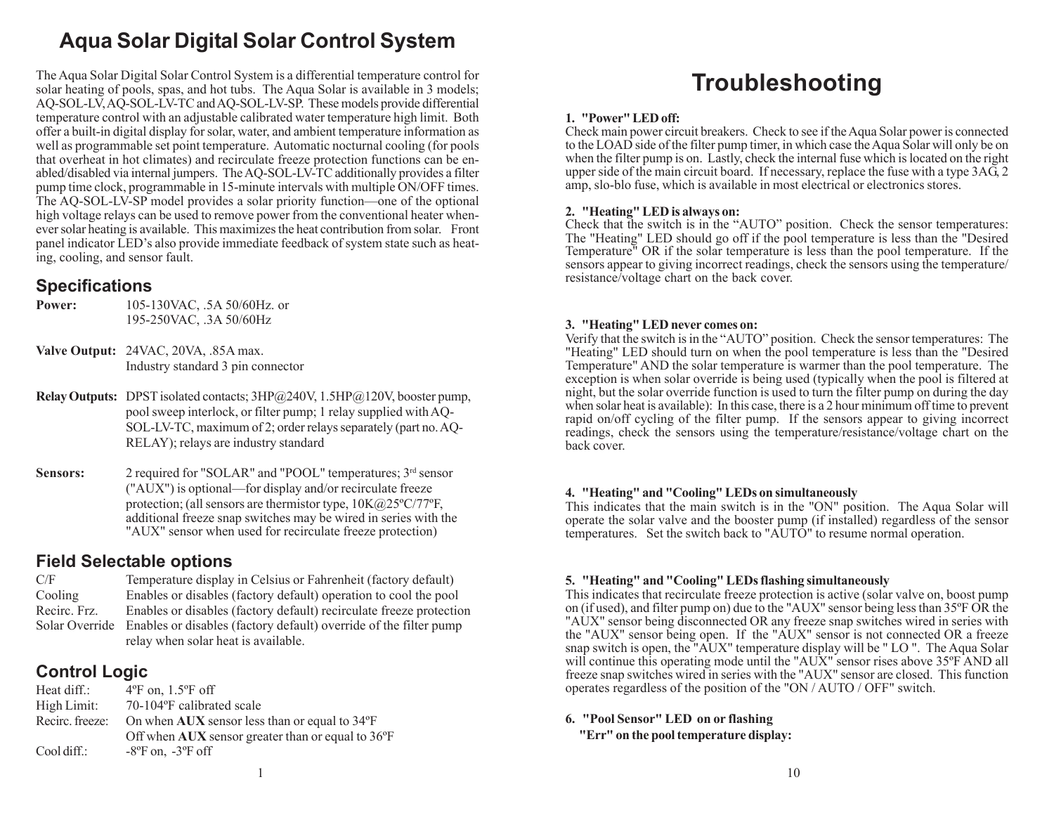# Aqua Solar Digital Solar Control System

The Aqua Solar Digital Solar Control System is a differential temperature control for solar heating of pools, spas, and hot tubs. The Aqua Solar is available in 3 models; AQ-SOL-LV, AQ-SOL-LV-TC and AQ-SOL-LV-SP. These models provide differential temperature control with an adjustable calibrated water temperature high limit. Both offer a built-in digital display for solar, water, and ambient temperature information as well as programmable set point temperature. Automatic nocturnal cooling (for pools that overheat in hot climates) and recirculate freeze protection functions can be enabled/disabled via internal jumpers. The AQ-SOL-LV-TC additionally provides a filter pump time clock, programmable in 15-minute intervals with multiple ON/OFF times. The AQ-SOL-LV-SP model provides a solar priority function—one of the optional high voltage relays can be used to remove power from the conventional heater whenever solar heating is available. This maximizes the heat contribution from solar. Front panel indicator LED's also provide immediate feedback of system state such as heating, cooling, and sensor fault.

## Specifications

| | |
|---|---|
| **Power:** | 105-130VAC, .5A 50/60Hz. or 195-250VAC, .3A 50/60Hz |
| **Valve Output:** | 24VAC, 20VA, .85A max. Industry standard 3 pin connector |
| **Relay Outputs:** | DPST isolated contacts; 3HP@240V, 1.5HP@120V, booster pump, pool sweep interlock, or filter pump; 1 relay supplied with AQ-SOL-LV-TC, maximum of 2; order relays separately (part no. AQ-RELAY); relays are industry standard |
| **Sensors:** | 2 required for "SOLAR" and "POOL" temperatures; 3rd sensor ("AUX") is optional—for display and/or recirculate freeze protection; (all sensors are thermistor type, 10K@25ºC/77ºF, additional freeze snap switches may be wired in series with the "AUX" sensor when used for recirculate freeze protection) |

## Field Selectable options

| | |
|---|---|
| C/F | Temperature display in Celsius or Fahrenheit (factory default) |
| Cooling | Enables or disables (factory default) operation to cool the pool |
| Recirc. Frz. | Enables or disables (factory default) recirculate freeze protection |
| Solar Override | Enables or disables (factory default) override of the filter pump relay when solar heat is available. |

## Control Logic

| | |
|---|---|
| Heat diff.: | 4ºF on, 1.5ºF off |
| High Limit: | 70-104ºF calibrated scale |
| Recirc. freeze: | On when **AUX** sensor less than or equal to 34ºF |
| | Off when **AUX** sensor greater than or equal to 36ºF |
| Cool diff.: | -8ºF on, -3ºF off |

# Troubleshooting

**1. "Power" LED off:**
Check main power circuit breakers. Check to see if the Aqua Solar power is connected to the LOAD side of the filter pump timer, in which case the Aqua Solar will only be on when the filter pump is on. Lastly, check the internal fuse which is located on the right upper side of the main circuit board. If necessary, replace the fuse with a type 3AG, 2 amp, slo-blo fuse, which is available in most electrical or electronics stores.

**2. "Heating" LED is always on:**
Check that the switch is in the "AUTO" position. Check the sensor temperatures: The "Heating" LED should go off if the pool temperature is less than the "Desired Temperature" OR if the solar temperature is less than the pool temperature. If the sensors appear to giving incorrect readings, check the sensors using the temperature/resistance/voltage chart on the back cover.

**3. "Heating" LED never comes on:**
Verify that the switch is in the "AUTO" position. Check the sensor temperatures: The "Heating" LED should turn on when the pool temperature is less than the "Desired Temperature" AND the solar temperature is warmer than the pool temperature. The exception is when solar override is being used (typically when the pool is filtered at night, but the solar override function is used to turn the filter pump on during the day when solar heat is available): In this case, there is a 2 hour minimum off time to prevent rapid on/off cycling of the filter pump. If the sensors appear to giving incorrect readings, check the sensors using the temperature/resistance/voltage chart on the back cover.

**4. "Heating" and "Cooling" LEDs on simultaneously**
This indicates that the main switch is in the "ON" position. The Aqua Solar will operate the solar valve and the booster pump (if installed) regardless of the sensor temperatures. Set the switch back to "AUTO" to resume normal operation.

**5. "Heating" and "Cooling" LEDs flashing simultaneously**
This indicates that recirculate freeze protection is active (solar valve on, boost pump on (if used), and filter pump on) due to the "AUX" sensor being less than 35ºF OR the "AUX" sensor being disconnected OR any freeze snap switches wired in series with the "AUX" sensor being open. If the "AUX" sensor is not connected OR a freeze snap switch is open, the "AUX" temperature display will be " LO ". The Aqua Solar will continue this operating mode until the "AUX" sensor rises above 35ºF AND all freeze snap switches wired in series with the "AUX" sensor are closed. This function operates regardless of the position of the "ON / AUTO / OFF" switch.

**6. "Pool Sensor" LED on or flashing**
**"Err" on the pool temperature display:**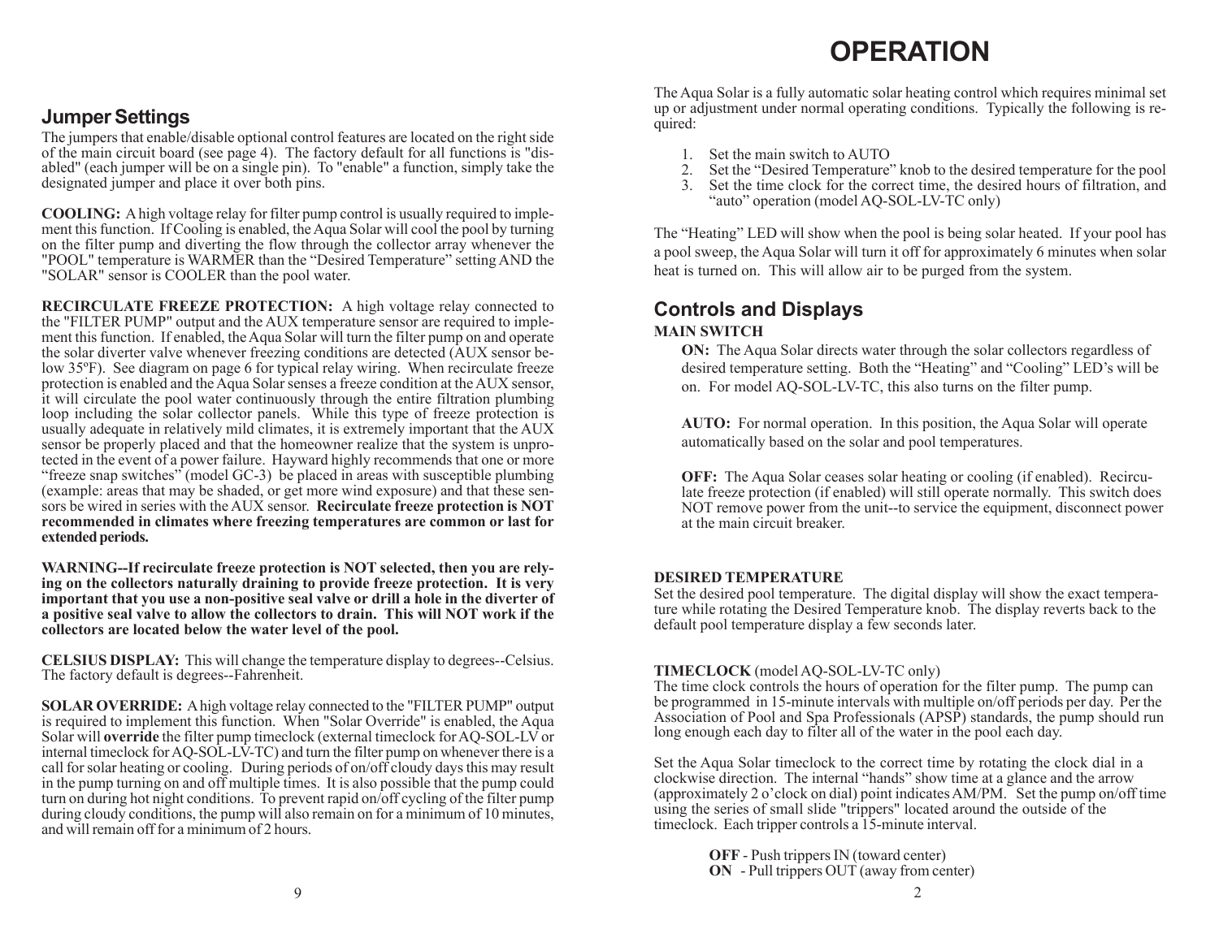## Jumper Settings

The jumpers that enable/disable optional control features are located on the right side of the main circuit board (see page 4). The factory default for all functions is "disabled" (each jumper will be on a single pin). To "enable" a function, simply take the designated jumper and place it over both pins.

**COOLING:** A high voltage relay for filter pump control is usually required to implement this function. If Cooling is enabled, the Aqua Solar will cool the pool by turning on the filter pump and diverting the flow through the collector array whenever the "POOL" temperature is WARMER than the "Desired Temperature" setting AND the "SOLAR" sensor is COOLER than the pool water.

**RECIRCULATE FREEZE PROTECTION:** A high voltage relay connected to the "FILTER PUMP" output and the AUX temperature sensor are required to implement this function. If enabled, the Aqua Solar will turn the filter pump on and operate the solar diverter valve whenever freezing conditions are detected (AUX sensor below 35ºF). See diagram on page 6 for typical relay wiring. When recirculate freeze protection is enabled and the Aqua Solar senses a freeze condition at the AUX sensor, it will circulate the pool water continuously through the entire filtration plumbing loop including the solar collector panels. While this type of freeze protection is usually adequate in relatively mild climates, it is extremely important that the AUX sensor be properly placed and that the homeowner realize that the system is unprotected in the event of a power failure. Hayward highly recommends that one or more "freeze snap switches" (model GC-3) be placed in areas with susceptible plumbing (example: areas that may be shaded, or get more wind exposure) and that these sensors be wired in series with the AUX sensor. **Recirculate freeze protection is NOT recommended in climates where freezing temperatures are common or last for extended periods.**

**WARNING--If recirculate freeze protection is NOT selected, then you are relying on the collectors naturally draining to provide freeze protection. It is very important that you use a non-positive seal valve or drill a hole in the diverter of a positive seal valve to allow the collectors to drain. This will NOT work if the collectors are located below the water level of the pool.**

**CELSIUS DISPLAY:** This will change the temperature display to degrees--Celsius. The factory default is degrees--Fahrenheit.

**SOLAR OVERRIDE:** A high voltage relay connected to the "FILTER PUMP" output is required to implement this function. When "Solar Override" is enabled, the Aqua Solar will **override** the filter pump timeclock (external timeclock for AQ-SOL-LV or internal timeclock for AQ-SOL-LV-TC) and turn the filter pump on whenever there is a call for solar heating or cooling. During periods of on/off cloudy days this may result in the pump turning on and off multiple times. It is also possible that the pump could turn on during hot night conditions. To prevent rapid on/off cycling of the filter pump during cloudy conditions, the pump will also remain on for a minimum of 10 minutes, and will remain off for a minimum of 2 hours.

# OPERATION

The Aqua Solar is a fully automatic solar heating control which requires minimal set up or adjustment under normal operating conditions. Typically the following is required:

1. Set the main switch to AUTO
2. Set the "Desired Temperature" knob to the desired temperature for the pool
3. Set the time clock for the correct time, the desired hours of filtration, and "auto" operation (model AQ-SOL-LV-TC only)

The "Heating" LED will show when the pool is being solar heated. If your pool has a pool sweep, the Aqua Solar will turn it off for approximately 6 minutes when solar heat is turned on. This will allow air to be purged from the system.

## Controls and Displays

**MAIN SWITCH**

**ON:** The Aqua Solar directs water through the solar collectors regardless of desired temperature setting. Both the "Heating" and "Cooling" LED's will be on. For model AQ-SOL-LV-TC, this also turns on the filter pump.

**AUTO:** For normal operation. In this position, the Aqua Solar will operate automatically based on the solar and pool temperatures.

**OFF:** The Aqua Solar ceases solar heating or cooling (if enabled). Recirculate freeze protection (if enabled) will still operate normally. This switch does NOT remove power from the unit--to service the equipment, disconnect power at the main circuit breaker.

**DESIRED TEMPERATURE**

Set the desired pool temperature. The digital display will show the exact temperature while rotating the Desired Temperature knob. The display reverts back to the default pool temperature display a few seconds later.

**TIMECLOCK** (model AQ-SOL-LV-TC only)

The time clock controls the hours of operation for the filter pump. The pump can be programmed in 15-minute intervals with multiple on/off periods per day. Per the Association of Pool and Spa Professionals (APSP) standards, the pump should run long enough each day to filter all of the water in the pool each day.

Set the Aqua Solar timeclock to the correct time by rotating the clock dial in a clockwise direction. The internal "hands" show time at a glance and the arrow (approximately 2 o'clock on dial) point indicates AM/PM. Set the pump on/off time using the series of small slide "trippers" located around the outside of the timeclock. Each tripper controls a 15-minute interval.

**OFF** - Push trippers IN (toward center)
**ON** - Pull trippers OUT (away from center)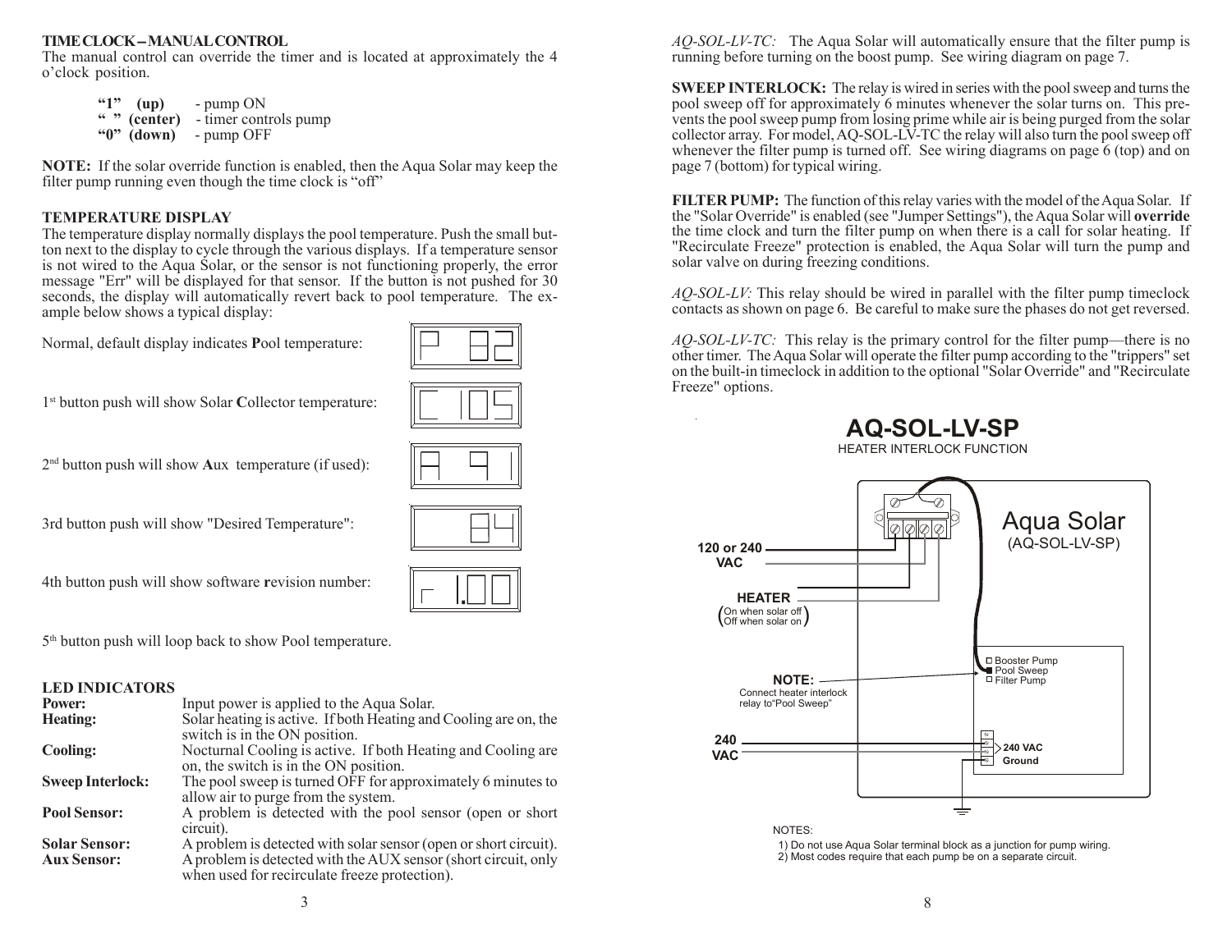### TIME CLOCK – MANUAL CONTROL

The manual control can override the timer and is located at approximately the 4 o'clock position.

- **"1" (up)** - pump ON
- **" " (center)** - timer controls pump
- **"0" (down)** - pump OFF

**NOTE:** If the solar override function is enabled, then the Aqua Solar may keep the filter pump running even though the time clock is "off"

### TEMPERATURE DISPLAY

The temperature display normally displays the pool temperature. Push the small button next to the display to cycle through the various displays. If a temperature sensor is not wired to the Aqua Solar, or the sensor is not functioning properly, the error message "Err" will be displayed for that sensor. If the button is not pushed for 30 seconds, the display will automatically revert back to pool temperature. The example below shows a typical display:

Normal, default display indicates **P**ool temperature: `P 82`

1st button push will show Solar **C**ollector temperature: `C 105`

2nd button push will show **A**ux temperature (if used): `A 91`

3rd button push will show "Desired Temperature": `84`

4th button push will show software **r**evision number: `r 1.00`

5th button push will loop back to show Pool temperature.

### LED INDICATORS

| | |
|---|---|
| **Power:** | Input power is applied to the Aqua Solar. |
| **Heating:** | Solar heating is active. If both Heating and Cooling are on, the switch is in the ON position. |
| **Cooling:** | Nocturnal Cooling is active. If both Heating and Cooling are on, the switch is in the ON position. |
| **Sweep Interlock:** | The pool sweep is turned OFF for approximately 6 minutes to allow air to purge from the system. |
| **Pool Sensor:** | A problem is detected with the pool sensor (open or short circuit). |
| **Solar Sensor:** | A problem is detected with solar sensor (open or short circuit). |
| **Aux Sensor:** | A problem is detected with the AUX sensor (short circuit, only when used for recirculate freeze protection). |

*AQ-SOL-LV-TC:* The Aqua Solar will automatically ensure that the filter pump is running before turning on the boost pump. See wiring diagram on page 7.

**SWEEP INTERLOCK:** The relay is wired in series with the pool sweep and turns the pool sweep off for approximately 6 minutes whenever the solar turns on. This prevents the pool sweep pump from losing prime while air is being purged from the solar collector array. For model, AQ-SOL-LV-TC the relay will also turn the pool sweep off whenever the filter pump is turned off. See wiring diagrams on page 6 (top) and on page 7 (bottom) for typical wiring.

**FILTER PUMP:** The function of this relay varies with the model of the Aqua Solar. If the "Solar Override" is enabled (see "Jumper Settings"), the Aqua Solar will **override** the time clock and turn the filter pump on when there is a call for solar heating. If "Recirculate Freeze" protection is enabled, the Aqua Solar will turn the pump and solar valve on during freezing conditions.

*AQ-SOL-LV:* This relay should be wired in parallel with the filter pump timeclock contacts as shown on page 6. Be careful to make sure the phases do not get reversed.

*AQ-SOL-LV-TC:* This relay is the primary control for the filter pump—there is no other timer. The Aqua Solar will operate the filter pump according to the "trippers" set on the built-in timeclock in addition to the optional "Solar Override" and "Recirculate Freeze" options.

## AQ-SOL-LV-SP

HEATER INTERLOCK FUNCTION

Aqua Solar (AQ-SOL-LV-SP)

120 or 240 VAC

HEATER (On when solar off / Off when solar on)

Booster Pump / Pool Sweep / Filter Pump

NOTE: Connect heater interlock relay to "Pool Sweep"

240 VAC

240 VAC / Ground

NOTES:

1) Do not use Aqua Solar terminal block as a junction for pump wiring.
2) Most codes require that each pump be on a separate circuit.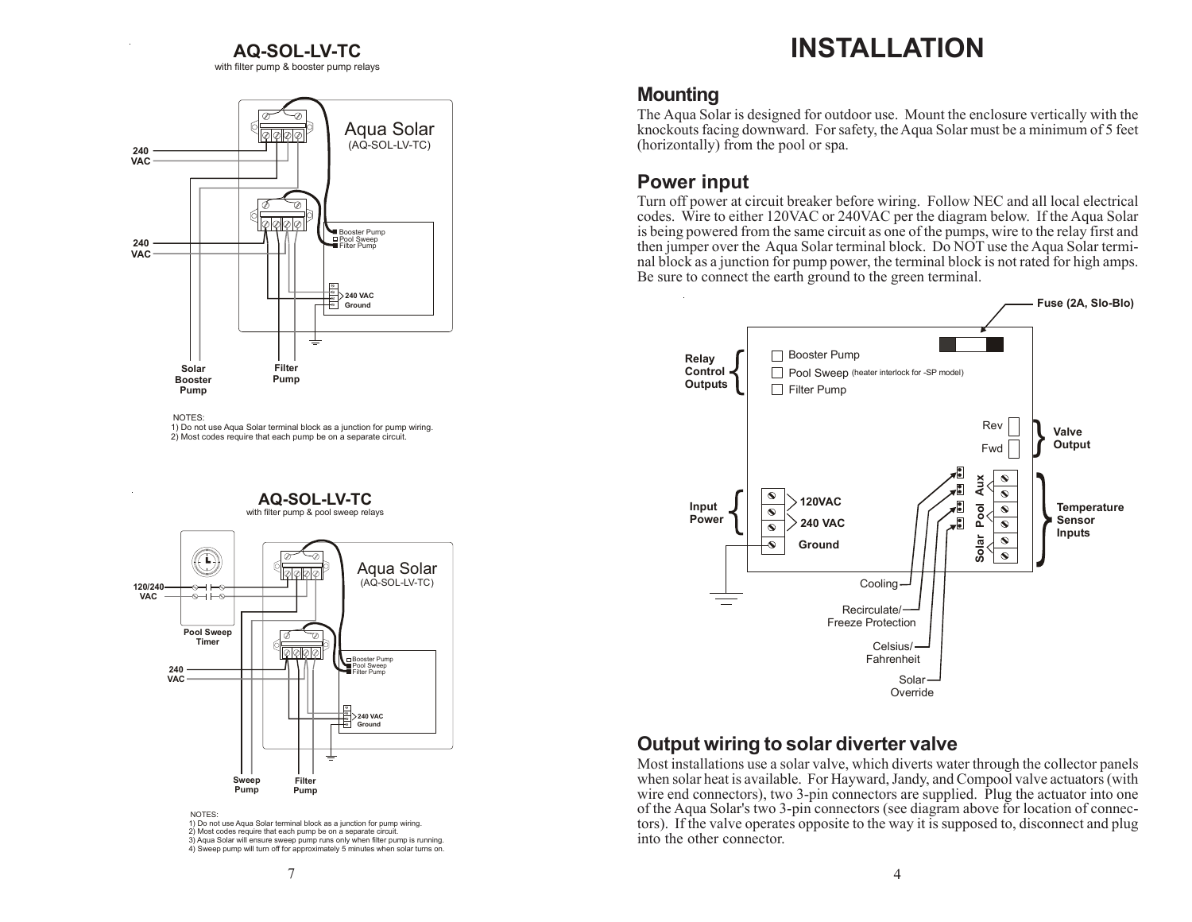## AQ-SOL-LV-TC

with filter pump & booster pump relays

Aqua Solar (AQ-SOL-LV-TC)

240 VAC

240 VAC

Booster Pump
Pool Sweep
Filter Pump

240 VAC
Ground

Solar Booster Pump

Filter Pump

NOTES:
1) Do not use Aqua Solar terminal block as a junction for pump wiring.
2) Most codes require that each pump be on a separate circuit.

## AQ-SOL-LV-TC

with filter pump & pool sweep relays

Aqua Solar (AQ-SOL-LV-TC)

120/240 VAC

Pool Sweep Timer

240 VAC

Booster Pump
Pool Sweep
Filter Pump

240 VAC
Ground

Sweep Pump

Filter Pump

NOTES:
1) Do not use Aqua Solar terminal block as a junction for pump wiring.
2) Most codes require that each pump be on a separate circuit.
3) Aqua Solar will ensure sweep pump runs only when filter pump is running.
4) Sweep pump will turn off for approximately 5 minutes when solar turns on.

# INSTALLATION

## Mounting

The Aqua Solar is designed for outdoor use. Mount the enclosure vertically with the knockouts facing downward. For safety, the Aqua Solar must be a minimum of 5 feet (horizontally) from the pool or spa.

## Power input

Turn off power at circuit breaker before wiring. Follow NEC and all local electrical codes. Wire to either 120VAC or 240VAC per the diagram below. If the Aqua Solar is being powered from the same circuit as one of the pumps, wire to the relay first and then jumper over the Aqua Solar terminal block. Do NOT use the Aqua Solar terminal block as a junction for pump power, the terminal block is not rated for high amps. Be sure to connect the earth ground to the green terminal.

Fuse (2A, Slo-Blo)

Relay Control Outputs: Booster Pump; Pool Sweep (heater interlock for -SP model); Filter Pump

Valve Output: Rev; Fwd

Input Power: 120VAC; 240 VAC; Ground

Temperature Sensor Inputs: Solar; Pool; Aux

Cooling

Recirculate/ Freeze Protection

Celsius/ Fahrenheit

Solar Override

## Output wiring to solar diverter valve

Most installations use a solar valve, which diverts water through the collector panels when solar heat is available. For Hayward, Jandy, and Compool valve actuators (with wire end connectors), two 3-pin connectors are supplied. Plug the actuator into one of the Aqua Solar's two 3-pin connectors (see diagram above for location of connectors). If the valve operates opposite to the way it is supposed to, disconnect and plug into the other connector.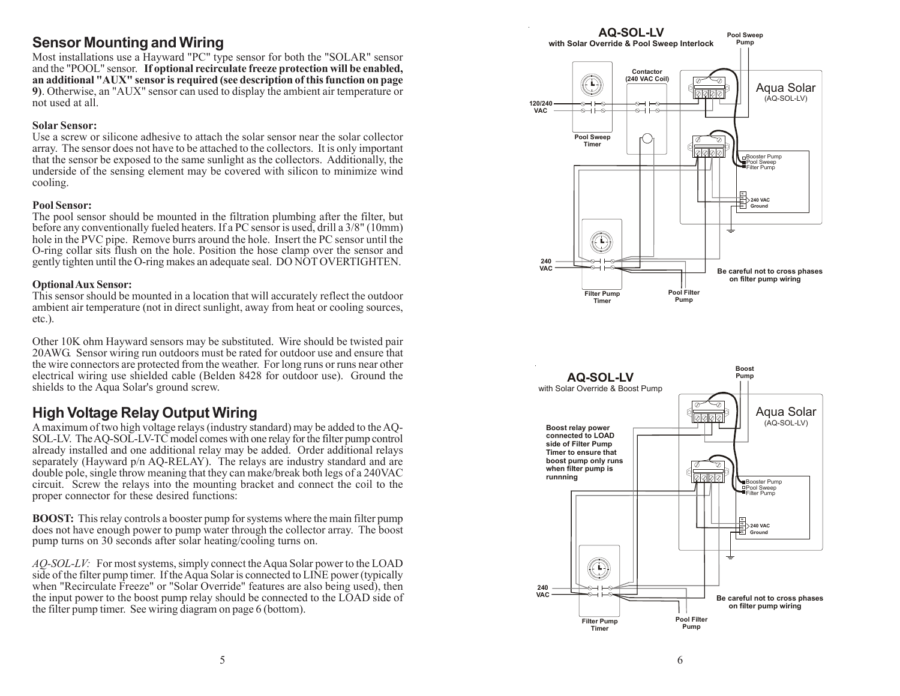## Sensor Mounting and Wiring

Most installations use a Hayward "PC" type sensor for both the "SOLAR" sensor and the "POOL" sensor. **If optional recirculate freeze protection will be enabled, an additional "AUX" sensor is required (see description of this function on page 9)**. Otherwise, an "AUX" sensor can used to display the ambient air temperature or not used at all.

**Solar Sensor:**
Use a screw or silicone adhesive to attach the solar sensor near the solar collector array. The sensor does not have to be attached to the collectors. It is only important that the sensor be exposed to the same sunlight as the collectors. Additionally, the underside of the sensing element may be covered with silicon to minimize wind cooling.

**Pool Sensor:**
The pool sensor should be mounted in the filtration plumbing after the filter, but before any conventionally fueled heaters. If a PC sensor is used, drill a 3/8" (10mm) hole in the PVC pipe. Remove burrs around the hole. Insert the PC sensor until the O-ring collar sits flush on the hole. Position the hose clamp over the sensor and gently tighten until the O-ring makes an adequate seal. DO NOT OVERTIGHTEN.

**Optional Aux Sensor:**
This sensor should be mounted in a location that will accurately reflect the outdoor ambient air temperature (not in direct sunlight, away from heat or cooling sources, etc.).

Other 10K ohm Hayward sensors may be substituted. Wire should be twisted pair 20AWG. Sensor wiring run outdoors must be rated for outdoor use and ensure that the wire connectors are protected from the weather. For long runs or runs near other electrical wiring use shielded cable (Belden 8428 for outdoor use). Ground the shields to the Aqua Solar's ground screw.

## High Voltage Relay Output Wiring

A maximum of two high voltage relays (industry standard) may be added to the AQ-SOL-LV. The AQ-SOL-LV-TC model comes with one relay for the filter pump control already installed and one additional relay may be added. Order additional relays separately (Hayward p/n AQ-RELAY). The relays are industry standard and are double pole, single throw meaning that they can make/break both legs of a 240VAC circuit. Screw the relays into the mounting bracket and connect the coil to the proper connector for these desired functions:

**BOOST:** This relay controls a booster pump for systems where the main filter pump does not have enough power to pump water through the collector array. The boost pump turns on 30 seconds after solar heating/cooling turns on.

*AQ-SOL-LV:* For most systems, simply connect the Aqua Solar power to the LOAD side of the filter pump timer. If the Aqua Solar is connected to LINE power (typically when "Recirculate Freeze" or "Solar Override" features are also being used), then the input power to the boost pump relay should be connected to the LOAD side of the filter pump timer. See wiring diagram on page 6 (bottom).

**AQ-SOL-LV**
**with Solar Override & Pool Sweep Interlock**

Pool Sweep Pump
Contactor (240 VAC Coil)
Aqua Solar (AQ-SOL-LV)
120/240 VAC
Pool Sweep Timer
Booster Pump
Pool Sweep
Filter Pump
240 VAC
Ground
240 VAC
Be careful not to cross phases on filter pump wiring
Filter Pump Timer
Pool Filter Pump

**AQ-SOL-LV**
with Solar Override & Boost Pump

Boost Pump
Aqua Solar (AQ-SOL-LV)
Boost relay power connected to LOAD side of Filter Pump Timer to ensure that boost pump only runs when filter pump is runnning
Booster Pump
Pool Sweep
Filter Pump
240 VAC
Ground
240 VAC
Be careful not to cross phases on filter pump wiring
Filter Pump Timer
Pool Filter Pump